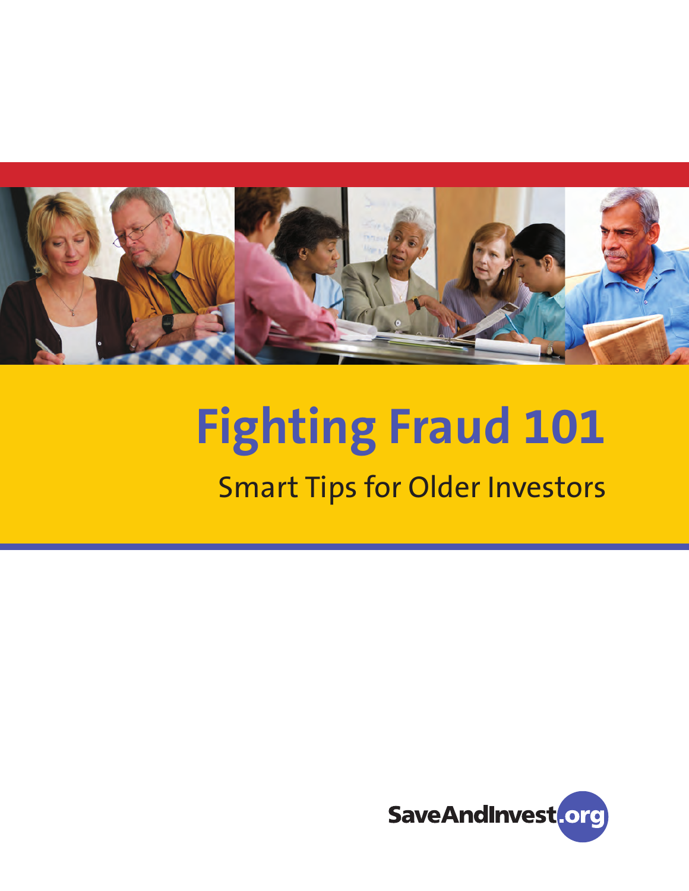# Fighting Fraud 101

## Smart Tips for Older Investors

SaveAndInvest.org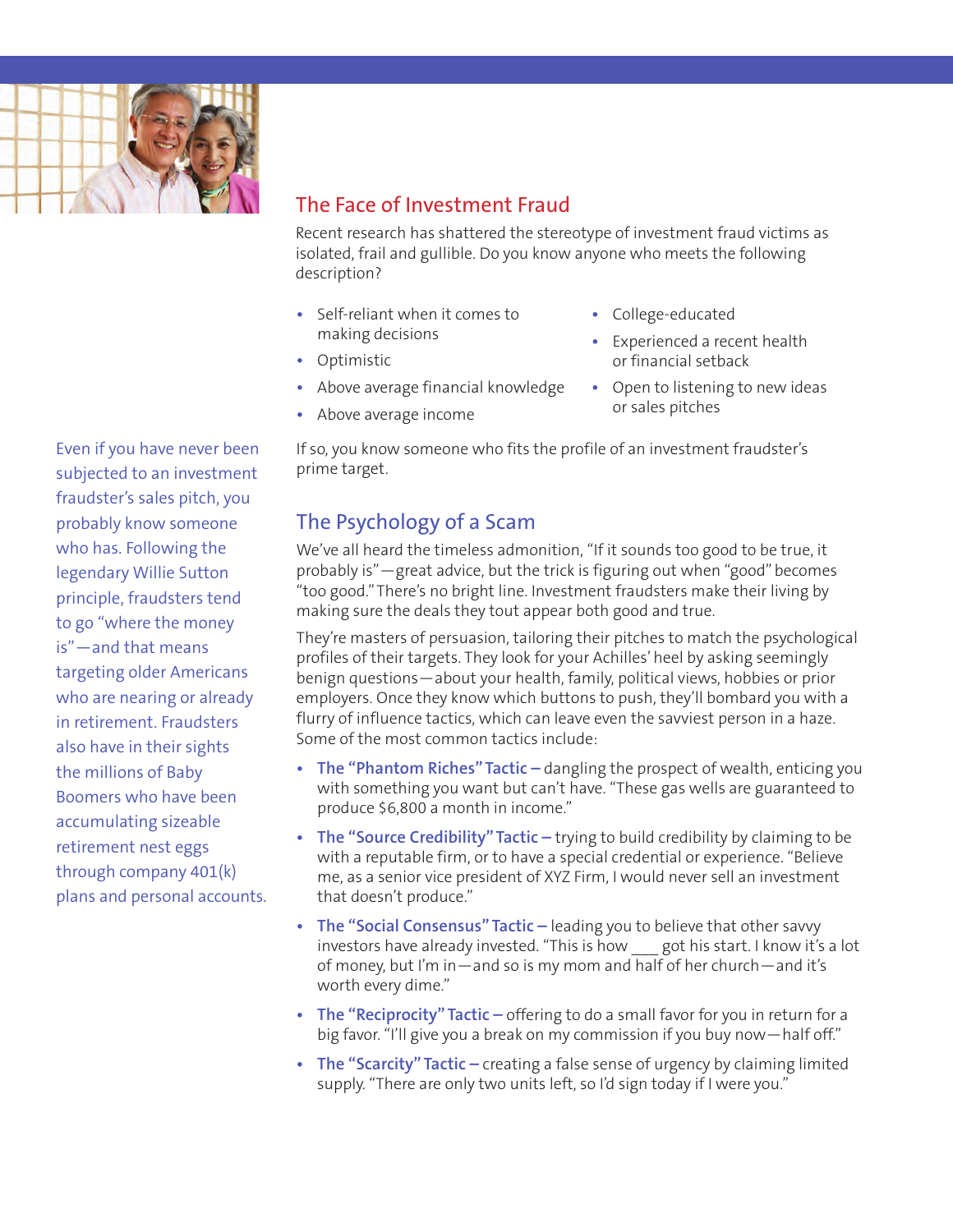## The Face of Investment Fraud

Recent research has shattered the stereotype of investment fraud victims as isolated, frail and gullible. Do you know anyone who meets the following description?

- Self-reliant when it comes to making decisions
- Optimistic
- Above average financial knowledge
- Above average income
- College-educated
- Experienced a recent health or financial setback
- Open to listening to new ideas or sales pitches

If so, you know someone who fits the profile of an investment fraudster's prime target.

Even if you have never been subjected to an investment fraudster's sales pitch, you probably know someone who has. Following the legendary Willie Sutton principle, fraudsters tend to go "where the money is"—and that means targeting older Americans who are nearing or already in retirement. Fraudsters also have in their sights the millions of Baby Boomers who have been accumulating sizeable retirement nest eggs through company 401(k) plans and personal accounts.

## The Psychology of a Scam

We've all heard the timeless admonition, "If it sounds too good to be true, it probably is"—great advice, but the trick is figuring out when "good" becomes "too good." There's no bright line. Investment fraudsters make their living by making sure the deals they tout appear both good and true.

They're masters of persuasion, tailoring their pitches to match the psychological profiles of their targets. They look for your Achilles' heel by asking seemingly benign questions—about your health, family, political views, hobbies or prior employers. Once they know which buttons to push, they'll bombard you with a flurry of influence tactics, which can leave even the savviest person in a haze. Some of the most common tactics include:

- **The "Phantom Riches" Tactic –** dangling the prospect of wealth, enticing you with something you want but can't have. "These gas wells are guaranteed to produce $6,800 a month in income."
- **The "Source Credibility" Tactic –** trying to build credibility by claiming to be with a reputable firm, or to have a special credential or experience. "Believe me, as a senior vice president of XYZ Firm, I would never sell an investment that doesn't produce."
- **The "Social Consensus" Tactic –** leading you to believe that other savvy investors have already invested. "This is how ___ got his start. I know it's a lot of money, but I'm in—and so is my mom and half of her church—and it's worth every dime."
- **The "Reciprocity" Tactic –** offering to do a small favor for you in return for a big favor. "I'll give you a break on my commission if you buy now—half off."
- **The "Scarcity" Tactic –** creating a false sense of urgency by claiming limited supply. "There are only two units left, so I'd sign today if I were you."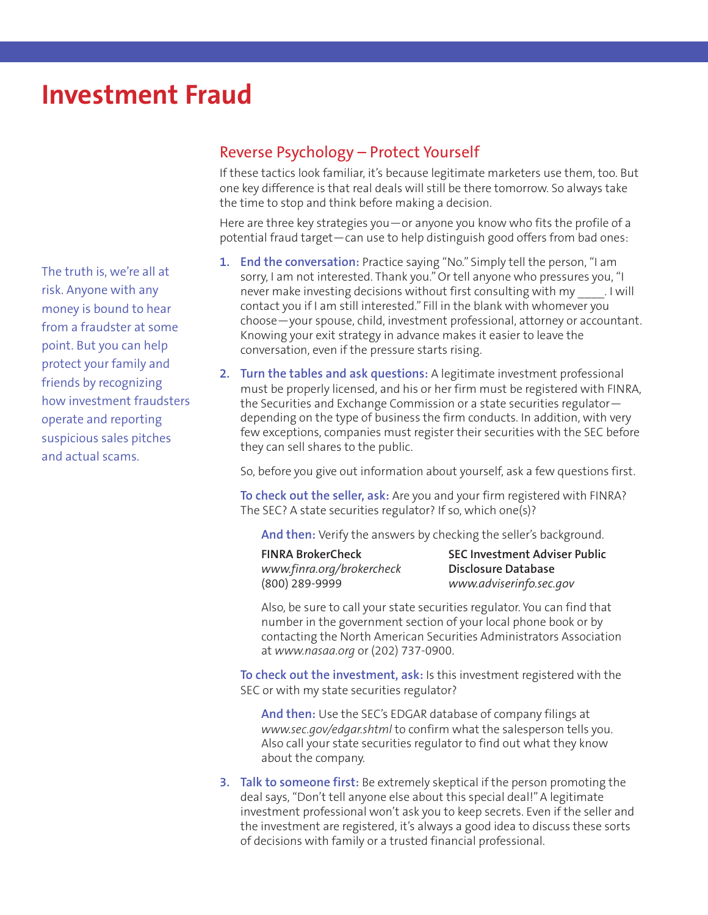# Investment Fraud

The truth is, we're all at risk. Anyone with any money is bound to hear from a fraudster at some point. But you can help protect your family and friends by recognizing how investment fraudsters operate and reporting suspicious sales pitches and actual scams.

## Reverse Psychology – Protect Yourself

If these tactics look familiar, it's because legitimate marketers use them, too. But one key difference is that real deals will still be there tomorrow. So always take the time to stop and think before making a decision.

Here are three key strategies you—or anyone you know who fits the profile of a potential fraud target—can use to help distinguish good offers from bad ones:

1. **End the conversation:** Practice saying "No." Simply tell the person, "I am sorry, I am not interested. Thank you." Or tell anyone who pressures you, "I never make investing decisions without first consulting with my ____. I will contact you if I am still interested." Fill in the blank with whomever you choose—your spouse, child, investment professional, attorney or accountant. Knowing your exit strategy in advance makes it easier to leave the conversation, even if the pressure starts rising.

2. **Turn the tables and ask questions:** A legitimate investment professional must be properly licensed, and his or her firm must be registered with FINRA, the Securities and Exchange Commission or a state securities regulator—depending on the type of business the firm conducts. In addition, with very few exceptions, companies must register their securities with the SEC before they can sell shares to the public.

   So, before you give out information about yourself, ask a few questions first.

   **To check out the seller, ask:** Are you and your firm registered with FINRA? The SEC? A state securities regulator? If so, which one(s)?

   **And then:** Verify the answers by checking the seller's background.

   **FINRA BrokerCheck**
   *www.finra.org/brokercheck*
   (800) 289-9999

   **SEC Investment Adviser Public Disclosure Database**
   *www.adviserinfo.sec.gov*

   Also, be sure to call your state securities regulator. You can find that number in the government section of your local phone book or by contacting the North American Securities Administrators Association at *www.nasaa.org* or (202) 737-0900.

   **To check out the investment, ask:** Is this investment registered with the SEC or with my state securities regulator?

   **And then:** Use the SEC's EDGAR database of company filings at *www.sec.gov/edgar.shtml* to confirm what the salesperson tells you. Also call your state securities regulator to find out what they know about the company.

3. **Talk to someone first:** Be extremely skeptical if the person promoting the deal says, "Don't tell anyone else about this special deal!" A legitimate investment professional won't ask you to keep secrets. Even if the seller and the investment are registered, it's always a good idea to discuss these sorts of decisions with family or a trusted financial professional.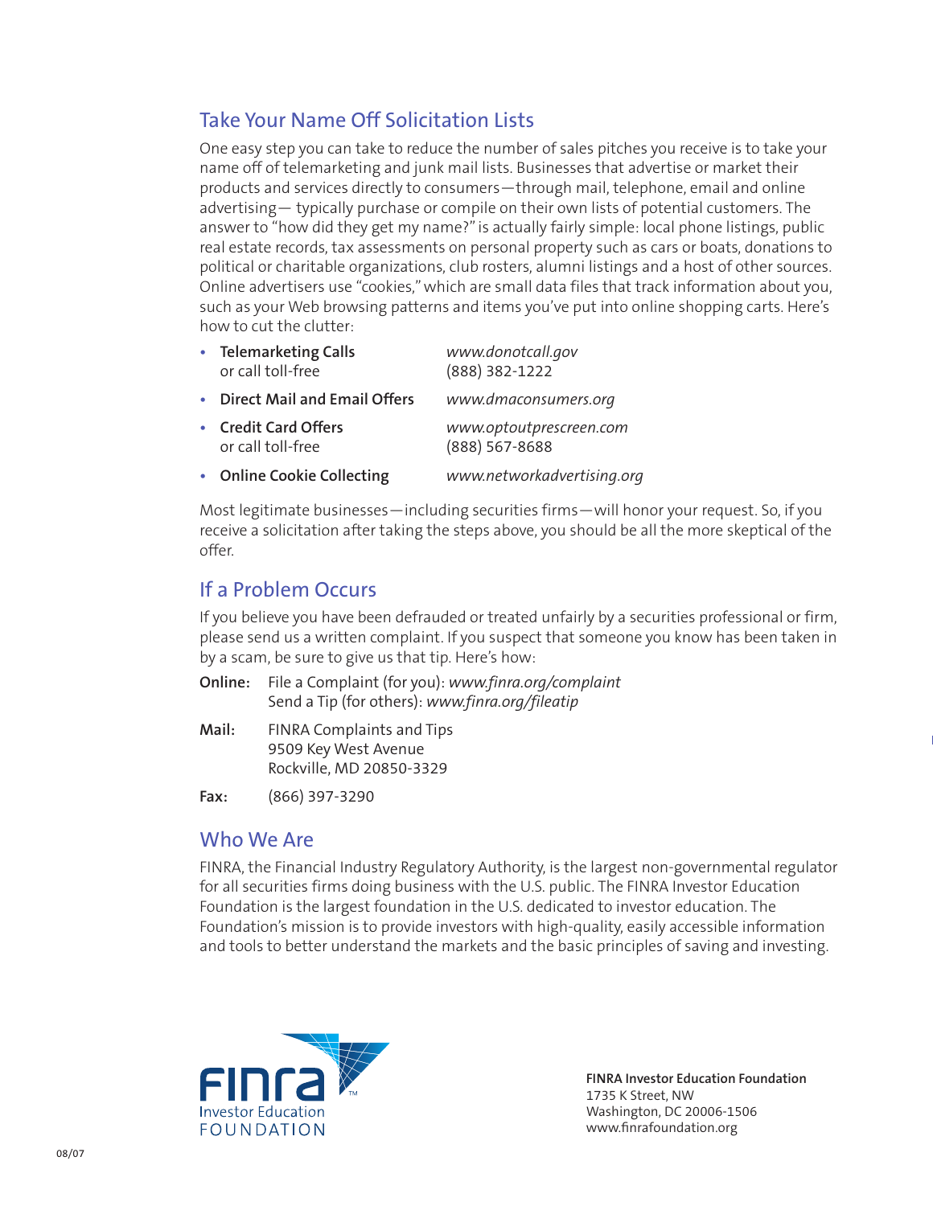## Take Your Name Off Solicitation Lists

One easy step you can take to reduce the number of sales pitches you receive is to take your name off of telemarketing and junk mail lists. Businesses that advertise or market their products and services directly to consumers—through mail, telephone, email and online advertising— typically purchase or compile on their own lists of potential customers. The answer to "how did they get my name?" is actually fairly simple: local phone listings, public real estate records, tax assessments on personal property such as cars or boats, donations to political or charitable organizations, club rosters, alumni listings and a host of other sources. Online advertisers use "cookies," which are small data files that track information about you, such as your Web browsing patterns and items you've put into online shopping carts. Here's how to cut the clutter:

- **Telemarketing Calls** — *www.donotcall.gov*
  or call toll-free (888) 382-1222
- **Direct Mail and Email Offers** — *www.dmaconsumers.org*
- **Credit Card Offers** — *www.optoutprescreen.com*
  or call toll-free (888) 567-8688
- **Online Cookie Collecting** — *www.networkadvertising.org*

Most legitimate businesses—including securities firms—will honor your request. So, if you receive a solicitation after taking the steps above, you should be all the more skeptical of the offer.

## If a Problem Occurs

If you believe you have been defrauded or treated unfairly by a securities professional or firm, please send us a written complaint. If you suspect that someone you know has been taken in by a scam, be sure to give us that tip. Here's how:

**Online:** File a Complaint (for you): *www.finra.org/complaint*
Send a Tip (for others): *www.finra.org/fileatip*

**Mail:** FINRA Complaints and Tips
9509 Key West Avenue
Rockville, MD 20850-3329

**Fax:** (866) 397-3290

## Who We Are

FINRA, the Financial Industry Regulatory Authority, is the largest non-governmental regulator for all securities firms doing business with the U.S. public. The FINRA Investor Education Foundation is the largest foundation in the U.S. dedicated to investor education. The Foundation's mission is to provide investors with high-quality, easily accessible information and tools to better understand the markets and the basic principles of saving and investing.

FINRA Investor Education FOUNDATION

**FINRA Investor Education Foundation**
1735 K Street, NW
Washington, DC 20006-1506
www.finrafoundation.org

08/07